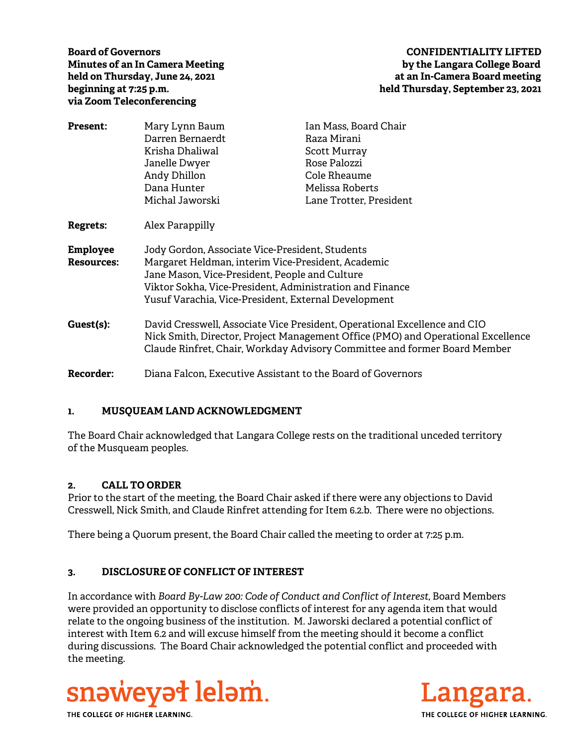**Board of Governors**
**Minutes of an In Camera Meeting**
**held on Thursday, June 24, 2021**
**beginning at 7:25 p.m.**
**via Zoom Teleconferencing**

**CONFIDENTIALITY LIFTED**
**by the Langara College Board**
**at an In-Camera Board meeting**
**held Thursday, September 23, 2021**

**Present:**
Mary Lynn Baum
Darren Bernaerdt
Krisha Dhaliwal
Janelle Dwyer
Andy Dhillon
Dana Hunter
Michal Jaworski
Ian Mass, Board Chair
Raza Mirani
Scott Murray
Rose Palozzi
Cole Rheaume
Melissa Roberts
Lane Trotter, President

**Regrets:** Alex Parappilly

**Employee Resources:**
Jody Gordon, Associate Vice-President, Students
Margaret Heldman, interim Vice-President, Academic
Jane Mason, Vice-President, People and Culture
Viktor Sokha, Vice-President, Administration and Finance
Yusuf Varachia, Vice-President, External Development

**Guest(s):**
David Cresswell, Associate Vice President, Operational Excellence and CIO
Nick Smith, Director, Project Management Office (PMO) and Operational Excellence
Claude Rinfret, Chair, Workday Advisory Committee and former Board Member

**Recorder:** Diana Falcon, Executive Assistant to the Board of Governors

## 1. MUSQUEAM LAND ACKNOWLEDGMENT

The Board Chair acknowledged that Langara College rests on the traditional unceded territory of the Musqueam peoples.

## 2. CALL TO ORDER

Prior to the start of the meeting, the Board Chair asked if there were any objections to David Cresswell, Nick Smith, and Claude Rinfret attending for Item 6.2.b. There were no objections.

There being a Quorum present, the Board Chair called the meeting to order at 7:25 p.m.

## 3. DISCLOSURE OF CONFLICT OF INTEREST

In accordance with *Board By-Law 200: Code of Conduct and Conflict of Interest*, Board Members were provided an opportunity to disclose conflicts of interest for any agenda item that would relate to the ongoing business of the institution. M. Jaworski declared a potential conflict of interest with Item 6.2 and will excuse himself from the meeting should it become a conflict during discussions. The Board Chair acknowledged the potential conflict and proceeded with the meeting.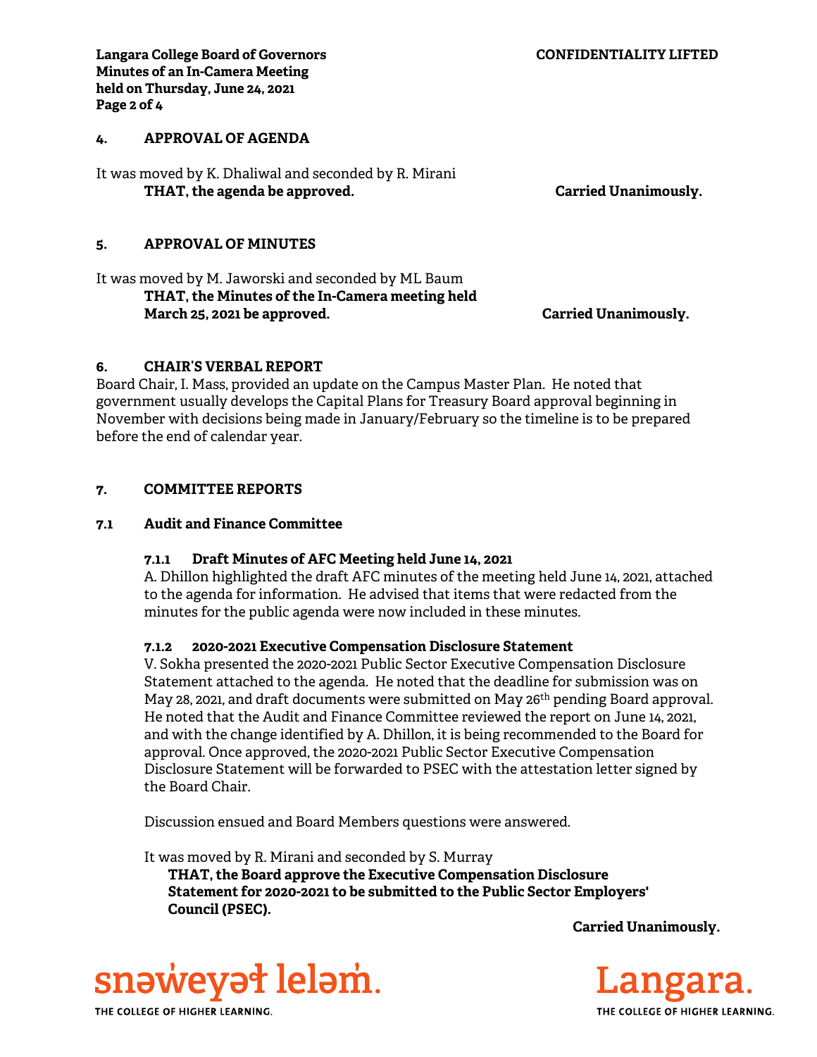## 4. APPROVAL OF AGENDA

It was moved by K. Dhaliwal and seconded by R. Mirani

**THAT, the agenda be approved.** **Carried Unanimously.**

## 5. APPROVAL OF MINUTES

It was moved by M. Jaworski and seconded by ML Baum

**THAT, the Minutes of the In-Camera meeting held March 25, 2021 be approved.** **Carried Unanimously.**

## 6. CHAIR'S VERBAL REPORT

Board Chair, I. Mass, provided an update on the Campus Master Plan. He noted that government usually develops the Capital Plans for Treasury Board approval beginning in November with decisions being made in January/February so the timeline is to be prepared before the end of calendar year.

## 7. COMMITTEE REPORTS

### 7.1 Audit and Finance Committee

#### 7.1.1 Draft Minutes of AFC Meeting held June 14, 2021

A. Dhillon highlighted the draft AFC minutes of the meeting held June 14, 2021, attached to the agenda for information. He advised that items that were redacted from the minutes for the public agenda were now included in these minutes.

#### 7.1.2 2020-2021 Executive Compensation Disclosure Statement

V. Sokha presented the 2020-2021 Public Sector Executive Compensation Disclosure Statement attached to the agenda. He noted that the deadline for submission was on May 28, 2021, and draft documents were submitted on May 26th pending Board approval. He noted that the Audit and Finance Committee reviewed the report on June 14, 2021, and with the change identified by A. Dhillon, it is being recommended to the Board for approval. Once approved, the 2020-2021 Public Sector Executive Compensation Disclosure Statement will be forwarded to PSEC with the attestation letter signed by the Board Chair.

Discussion ensued and Board Members questions were answered.

It was moved by R. Mirani and seconded by S. Murray

**THAT, the Board approve the Executive Compensation Disclosure Statement for 2020-2021 to be submitted to the Public Sector Employers' Council (PSEC).**

**Carried Unanimously.**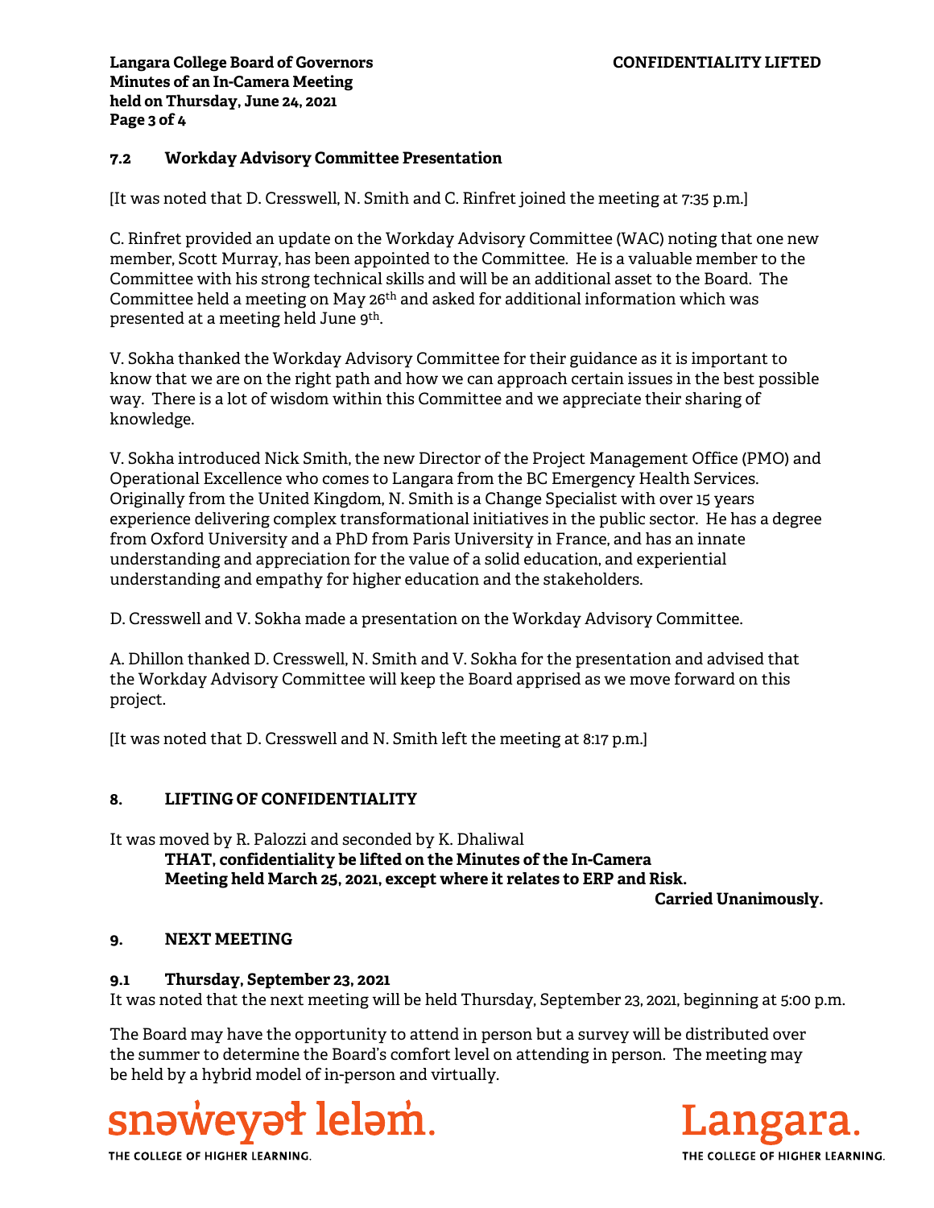### 7.2 Workday Advisory Committee Presentation

[It was noted that D. Cresswell, N. Smith and C. Rinfret joined the meeting at 7:35 p.m.]

C. Rinfret provided an update on the Workday Advisory Committee (WAC) noting that one new member, Scott Murray, has been appointed to the Committee. He is a valuable member to the Committee with his strong technical skills and will be an additional asset to the Board. The Committee held a meeting on May 26th and asked for additional information which was presented at a meeting held June 9th.

V. Sokha thanked the Workday Advisory Committee for their guidance as it is important to know that we are on the right path and how we can approach certain issues in the best possible way. There is a lot of wisdom within this Committee and we appreciate their sharing of knowledge.

V. Sokha introduced Nick Smith, the new Director of the Project Management Office (PMO) and Operational Excellence who comes to Langara from the BC Emergency Health Services. Originally from the United Kingdom, N. Smith is a Change Specialist with over 15 years experience delivering complex transformational initiatives in the public sector. He has a degree from Oxford University and a PhD from Paris University in France, and has an innate understanding and appreciation for the value of a solid education, and experiential understanding and empathy for higher education and the stakeholders.

D. Cresswell and V. Sokha made a presentation on the Workday Advisory Committee.

A. Dhillon thanked D. Cresswell, N. Smith and V. Sokha for the presentation and advised that the Workday Advisory Committee will keep the Board apprised as we move forward on this project.

[It was noted that D. Cresswell and N. Smith left the meeting at 8:17 p.m.]

## 8. LIFTING OF CONFIDENTIALITY

It was moved by R. Palozzi and seconded by K. Dhaliwal

**THAT, confidentiality be lifted on the Minutes of the In-Camera Meeting held March 25, 2021, except where it relates to ERP and Risk.**

**Carried Unanimously.**

## 9. NEXT MEETING

### 9.1 Thursday, September 23, 2021

It was noted that the next meeting will be held Thursday, September 23, 2021, beginning at 5:00 p.m.

The Board may have the opportunity to attend in person but a survey will be distributed over the summer to determine the Board's comfort level on attending in person. The meeting may be held by a hybrid model of in-person and virtually.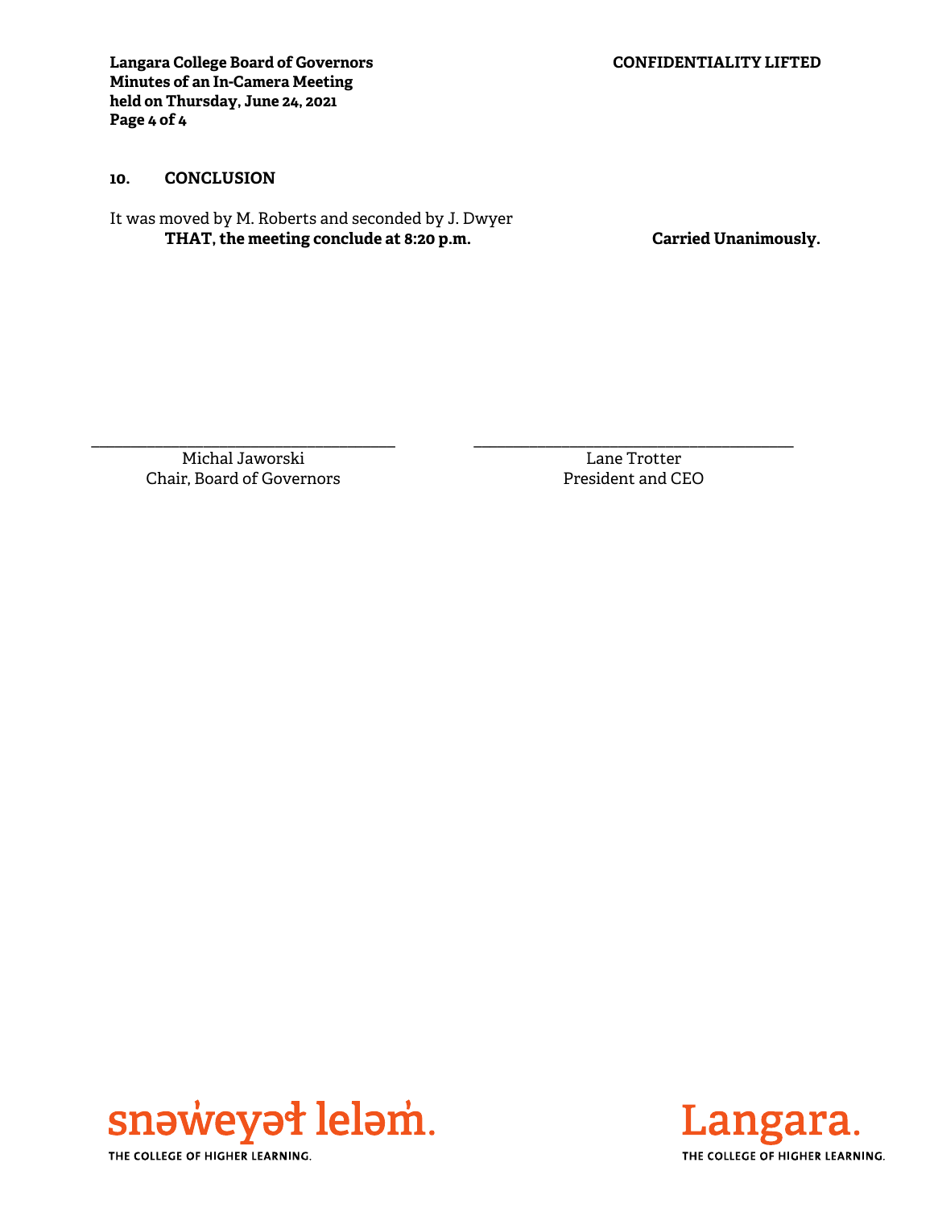## 10. CONCLUSION

It was moved by M. Roberts and seconded by J. Dwyer

**THAT, the meeting conclude at 8:20 p.m.** **Carried Unanimously.**

\_\_\_\_\_\_\_\_\_\_\_\_\_\_\_\_\_\_\_\_\_\_\_\_\_\_\_\_\_\_
Michal Jaworski
Chair, Board of Governors

\_\_\_\_\_\_\_\_\_\_\_\_\_\_\_\_\_\_\_\_\_\_\_\_\_\_\_\_\_\_
Lane Trotter
President and CEO